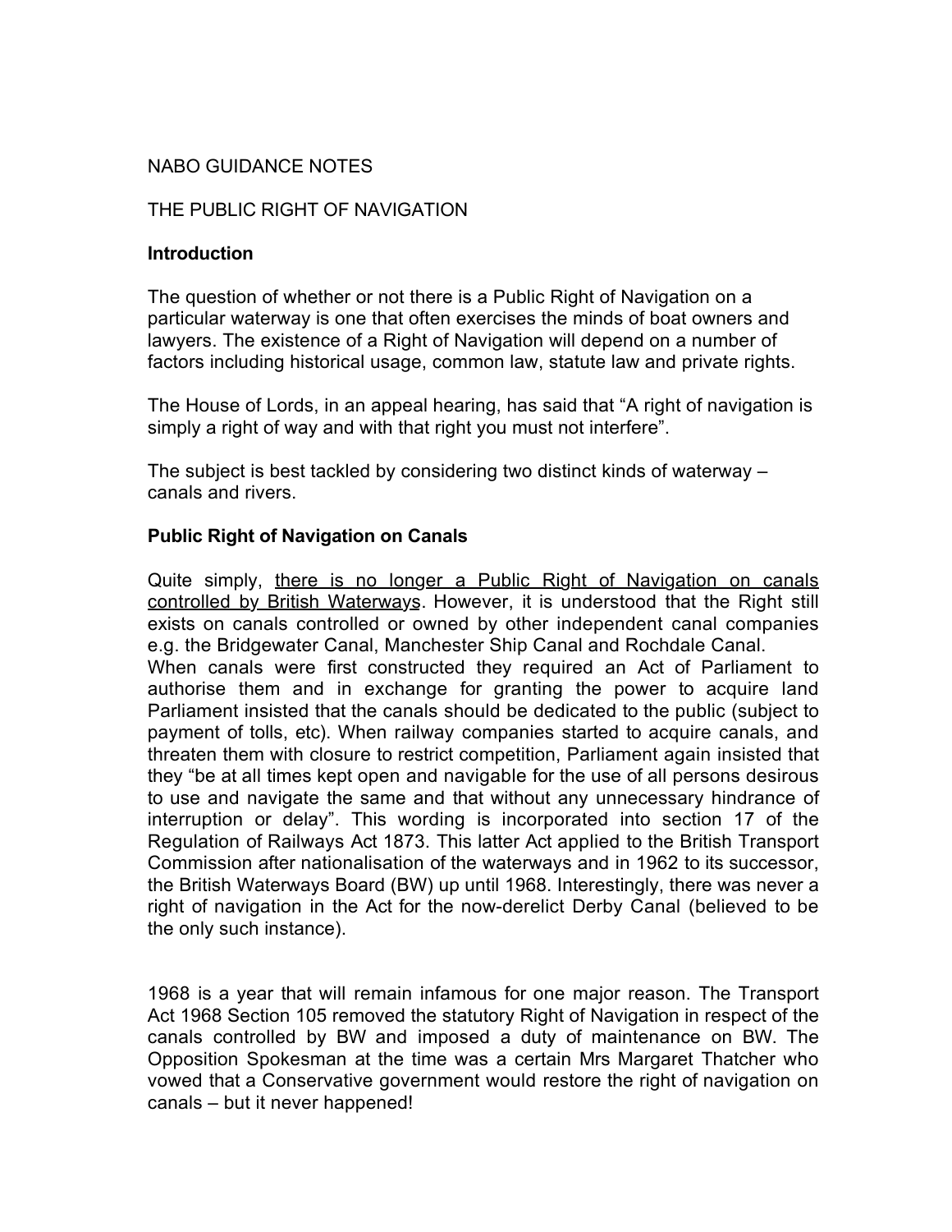NABO GUIDANCE NOTES

THE PUBLIC RIGHT OF NAVIGATION

**Introduction**

The question of whether or not there is a Public Right of Navigation on a particular waterway is one that often exercises the minds of boat owners and lawyers. The existence of a Right of Navigation will depend on a number of factors including historical usage, common law, statute law and private rights.

The House of Lords, in an appeal hearing, has said that "A right of navigation is simply a right of way and with that right you must not interfere".

The subject is best tackled by considering two distinct kinds of waterway – canals and rivers.

**Public Right of Navigation on Canals**

Quite simply, <u>there is no longer a Public Right of Navigation on canals controlled by British Waterways</u>. However, it is understood that the Right still exists on canals controlled or owned by other independent canal companies e.g. the Bridgewater Canal, Manchester Ship Canal and Rochdale Canal.
When canals were first constructed they required an Act of Parliament to authorise them and in exchange for granting the power to acquire land Parliament insisted that the canals should be dedicated to the public (subject to payment of tolls, etc). When railway companies started to acquire canals, and threaten them with closure to restrict competition, Parliament again insisted that they "be at all times kept open and navigable for the use of all persons desirous to use and navigate the same and that without any unnecessary hindrance of interruption or delay". This wording is incorporated into section 17 of the Regulation of Railways Act 1873. This latter Act applied to the British Transport Commission after nationalisation of the waterways and in 1962 to its successor, the British Waterways Board (BW) up until 1968. Interestingly, there was never a right of navigation in the Act for the now-derelict Derby Canal (believed to be the only such instance).

1968 is a year that will remain infamous for one major reason. The Transport Act 1968 Section 105 removed the statutory Right of Navigation in respect of the canals controlled by BW and imposed a duty of maintenance on BW. The Opposition Spokesman at the time was a certain Mrs Margaret Thatcher who vowed that a Conservative government would restore the right of navigation on canals – but it never happened!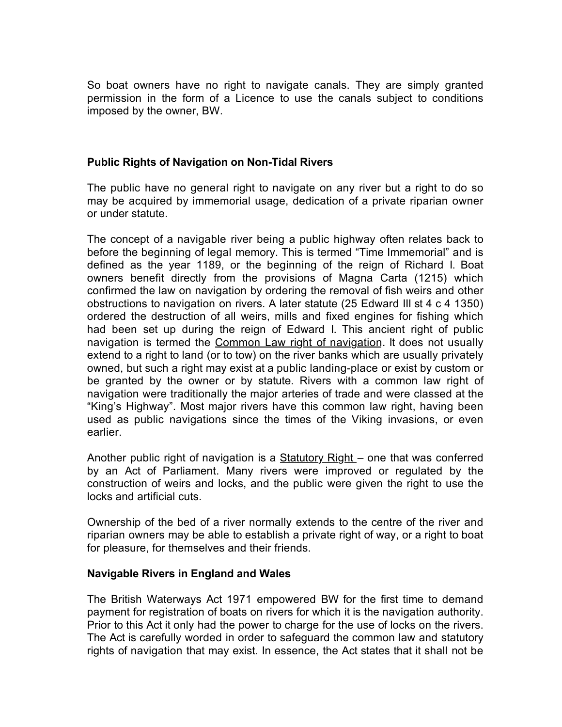So boat owners have no right to navigate canals. They are simply granted permission in the form of a Licence to use the canals subject to conditions imposed by the owner, BW.

**Public Rights of Navigation on Non-Tidal Rivers**

The public have no general right to navigate on any river but a right to do so may be acquired by immemorial usage, dedication of a private riparian owner or under statute.

The concept of a navigable river being a public highway often relates back to before the beginning of legal memory. This is termed “Time Immemorial” and is defined as the year 1189, or the beginning of the reign of Richard I. Boat owners benefit directly from the provisions of Magna Carta (1215) which confirmed the law on navigation by ordering the removal of fish weirs and other obstructions to navigation on rivers. A later statute (25 Edward III st 4 c 4 1350) ordered the destruction of all weirs, mills and fixed engines for fishing which had been set up during the reign of Edward I. This ancient right of public navigation is termed the <u>Common Law right of navigation</u>. It does not usually extend to a right to land (or to tow) on the river banks which are usually privately owned, but such a right may exist at a public landing-place or exist by custom or be granted by the owner or by statute. Rivers with a common law right of navigation were traditionally the major arteries of trade and were classed at the “King’s Highway”. Most major rivers have this common law right, having been used as public navigations since the times of the Viking invasions, or even earlier.

Another public right of navigation is a <u>Statutory Right</u> – one that was conferred by an Act of Parliament. Many rivers were improved or regulated by the construction of weirs and locks, and the public were given the right to use the locks and artificial cuts.

Ownership of the bed of a river normally extends to the centre of the river and riparian owners may be able to establish a private right of way, or a right to boat for pleasure, for themselves and their friends.

**Navigable Rivers in England and Wales**

The British Waterways Act 1971 empowered BW for the first time to demand payment for registration of boats on rivers for which it is the navigation authority. Prior to this Act it only had the power to charge for the use of locks on the rivers. The Act is carefully worded in order to safeguard the common law and statutory rights of navigation that may exist. In essence, the Act states that it shall not be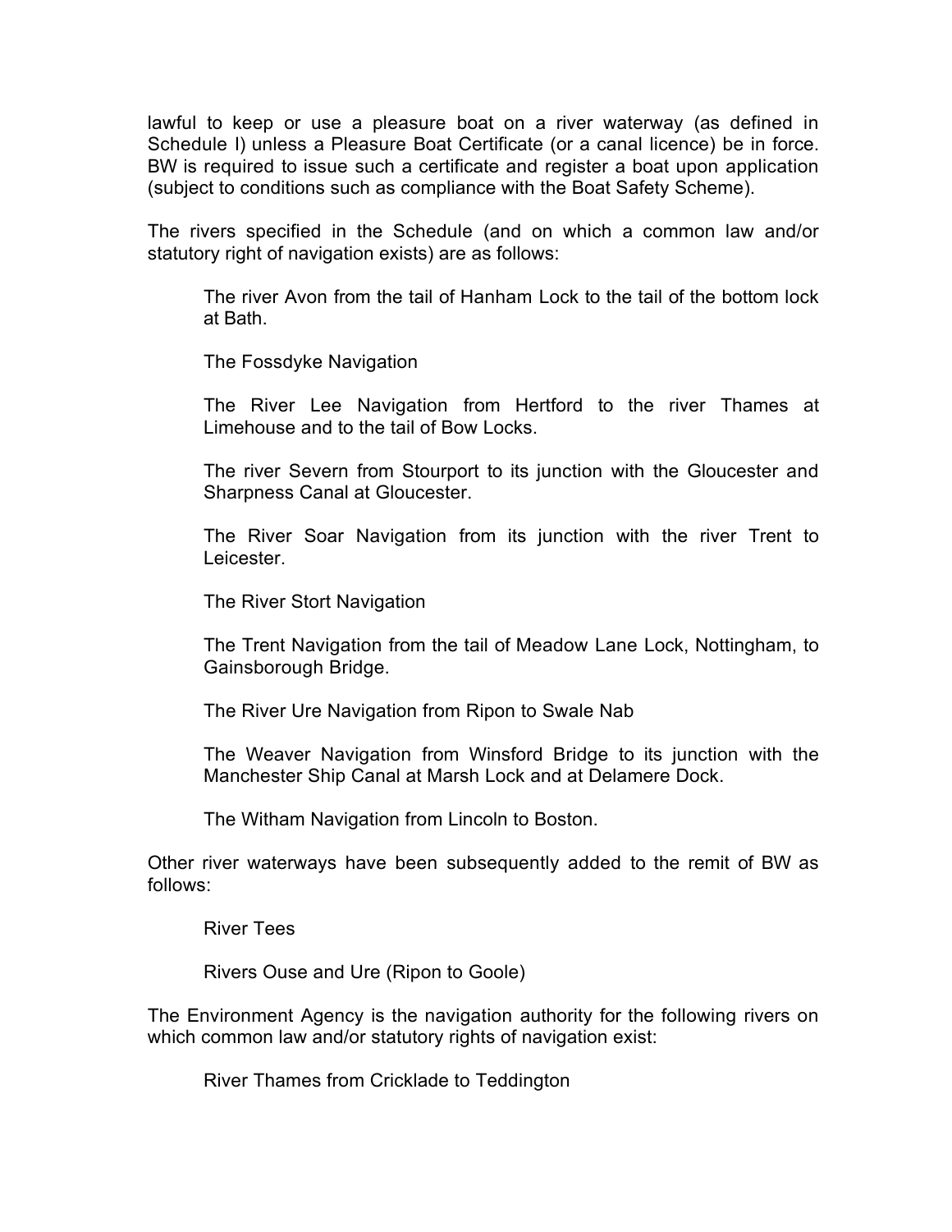lawful to keep or use a pleasure boat on a river waterway (as defined in Schedule I) unless a Pleasure Boat Certificate (or a canal licence) be in force. BW is required to issue such a certificate and register a boat upon application (subject to conditions such as compliance with the Boat Safety Scheme).

The rivers specified in the Schedule (and on which a common law and/or statutory right of navigation exists) are as follows:

> The river Avon from the tail of Hanham Lock to the tail of the bottom lock at Bath.
>
> The Fossdyke Navigation
>
> The River Lee Navigation from Hertford to the river Thames at Limehouse and to the tail of Bow Locks.
>
> The river Severn from Stourport to its junction with the Gloucester and Sharpness Canal at Gloucester.
>
> The River Soar Navigation from its junction with the river Trent to Leicester.
>
> The River Stort Navigation
>
> The Trent Navigation from the tail of Meadow Lane Lock, Nottingham, to Gainsborough Bridge.
>
> The River Ure Navigation from Ripon to Swale Nab
>
> The Weaver Navigation from Winsford Bridge to its junction with the Manchester Ship Canal at Marsh Lock and at Delamere Dock.
>
> The Witham Navigation from Lincoln to Boston.

Other river waterways have been subsequently added to the remit of BW as follows:

> River Tees
>
> Rivers Ouse and Ure (Ripon to Goole)

The Environment Agency is the navigation authority for the following rivers on which common law and/or statutory rights of navigation exist:

> River Thames from Cricklade to Teddington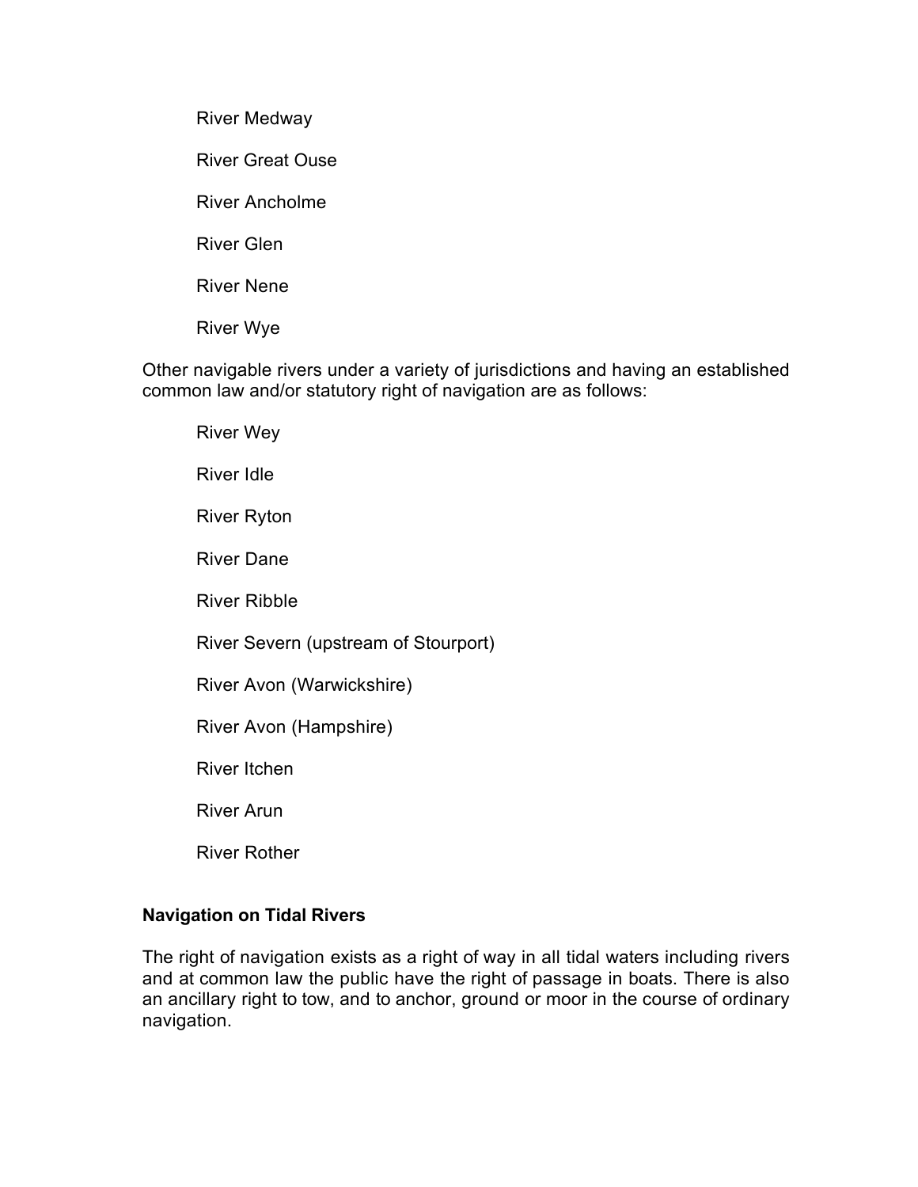River Medway

River Great Ouse

River Ancholme

River Glen

River Nene

River Wye

Other navigable rivers under a variety of jurisdictions and having an established common law and/or statutory right of navigation are as follows:

River Wey

River Idle

River Ryton

River Dane

River Ribble

River Severn (upstream of Stourport)

River Avon (Warwickshire)

River Avon (Hampshire)

River Itchen

River Arun

River Rother

**Navigation on Tidal Rivers**

The right of navigation exists as a right of way in all tidal waters including rivers and at common law the public have the right of passage in boats. There is also an ancillary right to tow, and to anchor, ground or moor in the course of ordinary navigation.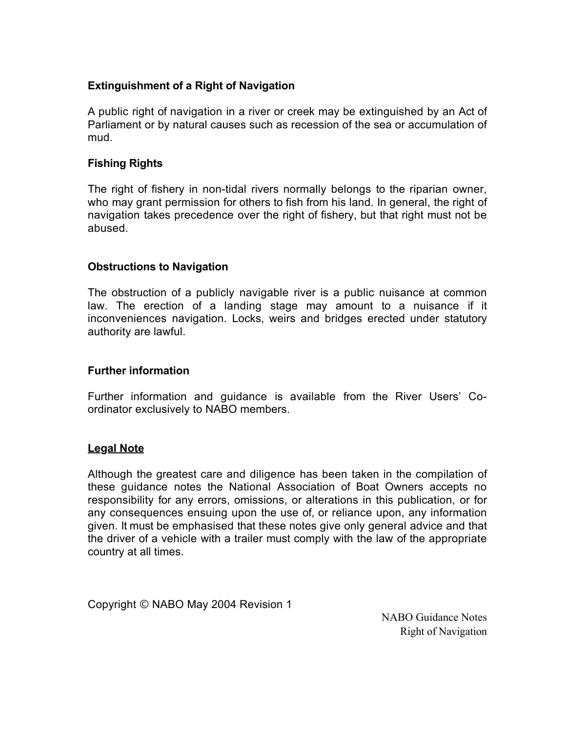### Extinguishment of a Right of Navigation

A public right of navigation in a river or creek may be extinguished by an Act of Parliament or by natural causes such as recession of the sea or accumulation of mud.

### Fishing Rights

The right of fishery in non-tidal rivers normally belongs to the riparian owner, who may grant permission for others to fish from his land. In general, the right of navigation takes precedence over the right of fishery, but that right must not be abused.

### Obstructions to Navigation

The obstruction of a publicly navigable river is a public nuisance at common law. The erection of a landing stage may amount to a nuisance if it inconveniences navigation. Locks, weirs and bridges erected under statutory authority are lawful.

### Further information

Further information and guidance is available from the River Users' Co-ordinator exclusively to NABO members.

### <u>Legal Note</u>

Although the greatest care and diligence has been taken in the compilation of these guidance notes the National Association of Boat Owners accepts no responsibility for any errors, omissions, or alterations in this publication, or for any consequences ensuing upon the use of, or reliance upon, any information given. It must be emphasised that these notes give only general advice and that the driver of a vehicle with a trailer must comply with the law of the appropriate country at all times.

Copyright © NABO May 2004 Revision 1